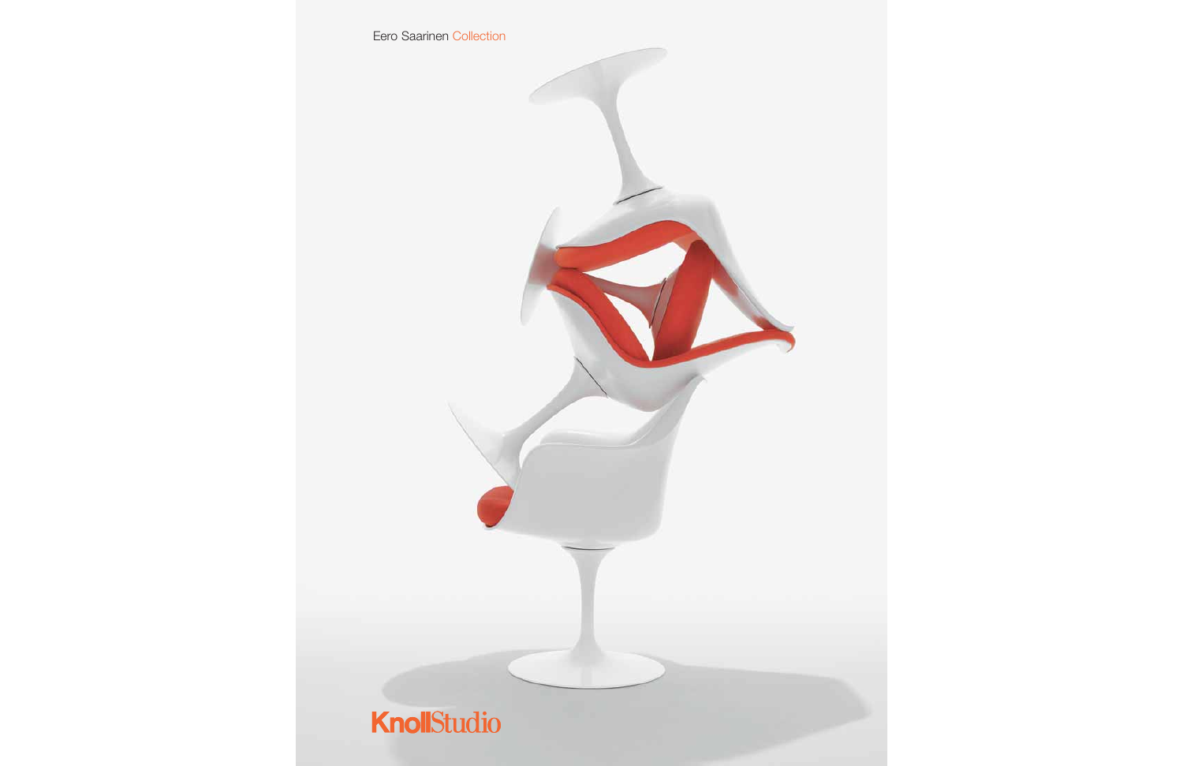Eero Saarinen Collection

KnollStudio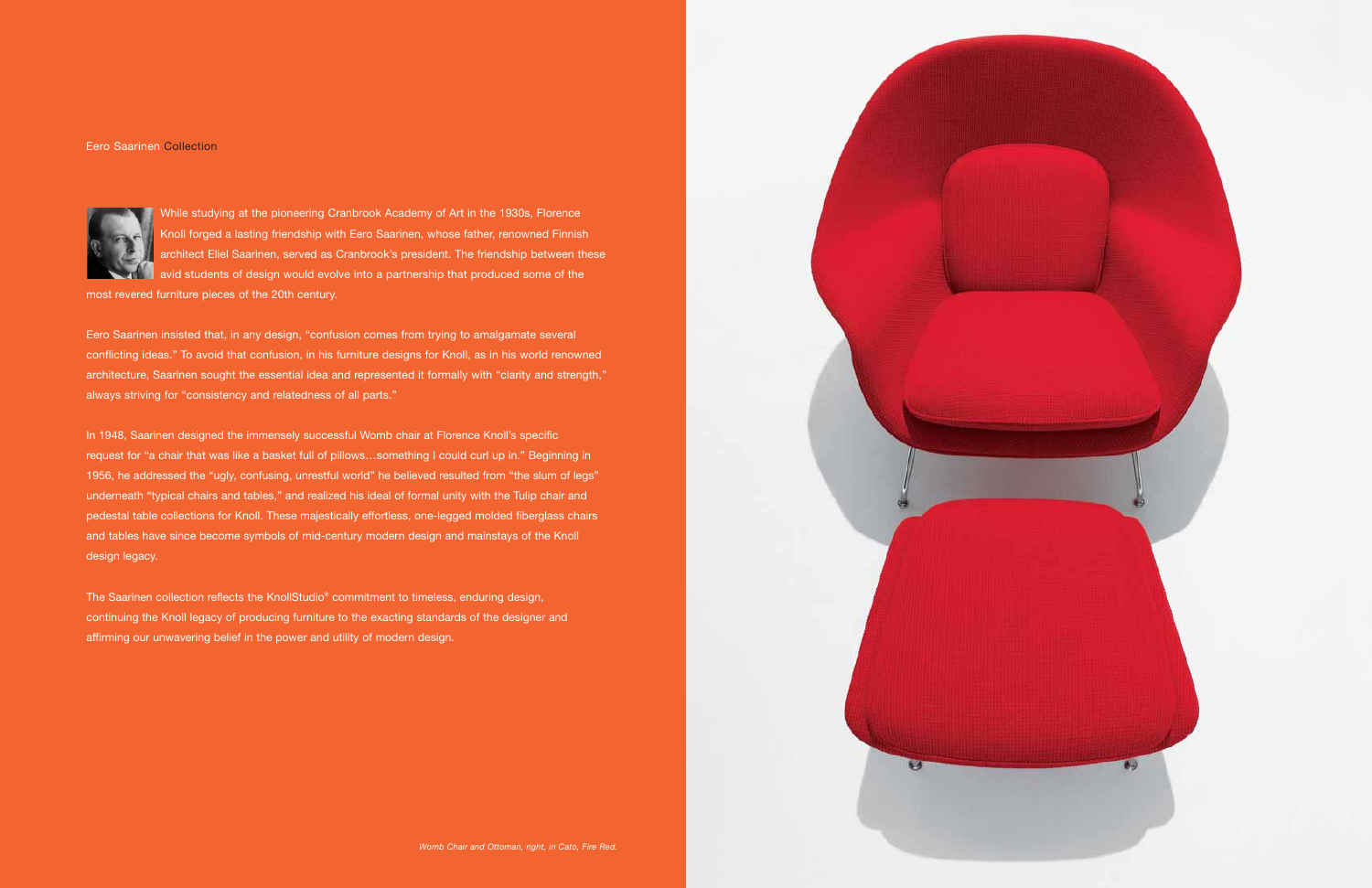Eero Saarinen Collection

While studying at the pioneering Cranbrook Academy of Art in the 1930s, Florence Knoll forged a lasting friendship with Eero Saarinen, whose father, renowned Finnish architect Eliel Saarinen, served as Cranbrook's president. The friendship between these avid students of design would evolve into a partnership that produced some of the most revered furniture pieces of the 20th century.

Eero Saarinen insisted that, in any design, "confusion comes from trying to amalgamate several conflicting ideas." To avoid that confusion, in his furniture designs for Knoll, as in his world renowned architecture, Saarinen sought the essential idea and represented it formally with "clarity and strength," always striving for "consistency and relatedness of all parts."

In 1948, Saarinen designed the immensely successful Womb chair at Florence Knoll's specific request for "a chair that was like a basket full of pillows…something I could curl up in." Beginning in 1956, he addressed the "ugly, confusing, unrestful world" he believed resulted from "the slum of legs" underneath "typical chairs and tables," and realized his ideal of formal unity with the Tulip chair and pedestal table collections for Knoll. These majestically effortless, one-legged molded fiberglass chairs and tables have since become symbols of mid-century modern design and mainstays of the Knoll design legacy.

The Saarinen collection reflects the KnollStudio® commitment to timeless, enduring design, continuing the Knoll legacy of producing furniture to the exacting standards of the designer and affirming our unwavering belief in the power and utility of modern design.

*Womb Chair and Ottoman, right, in Cato, Fire Red.*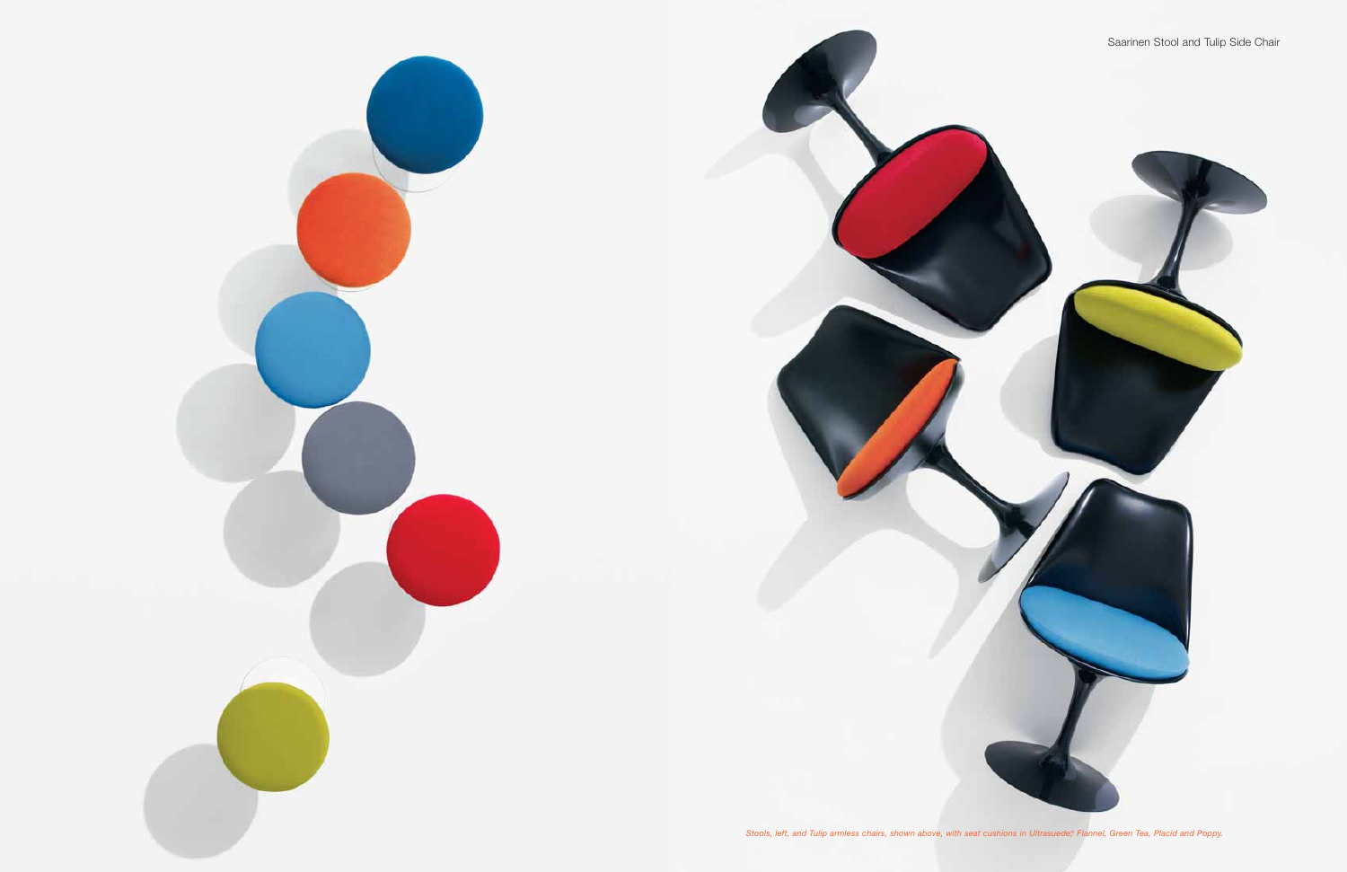Saarinen Stool and Tulip Side Chair

*Stools, left, and Tulip armless chairs, shown above, with seat cushions in Ultrasuede,® Flannel, Green Tea, Placid and Poppy.*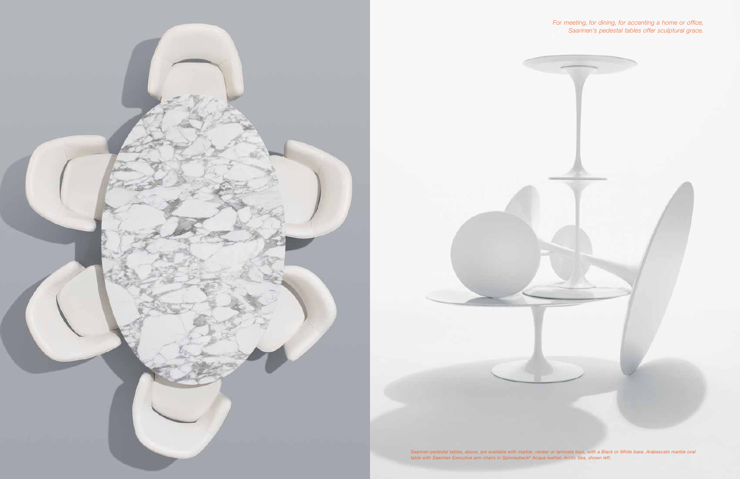*For meeting, for dining, for accenting a home or office, Saarinen's pedestal tables offer sculptural grace.*

*Saarinen pedestal tables, above, are available with marble, veneer or laminate tops, with a Black or White base. Arabescato marble oval table with Saarinen Executive arm chairs in Spinneybeck® Acqua leather, Arctic Sea, shown left.*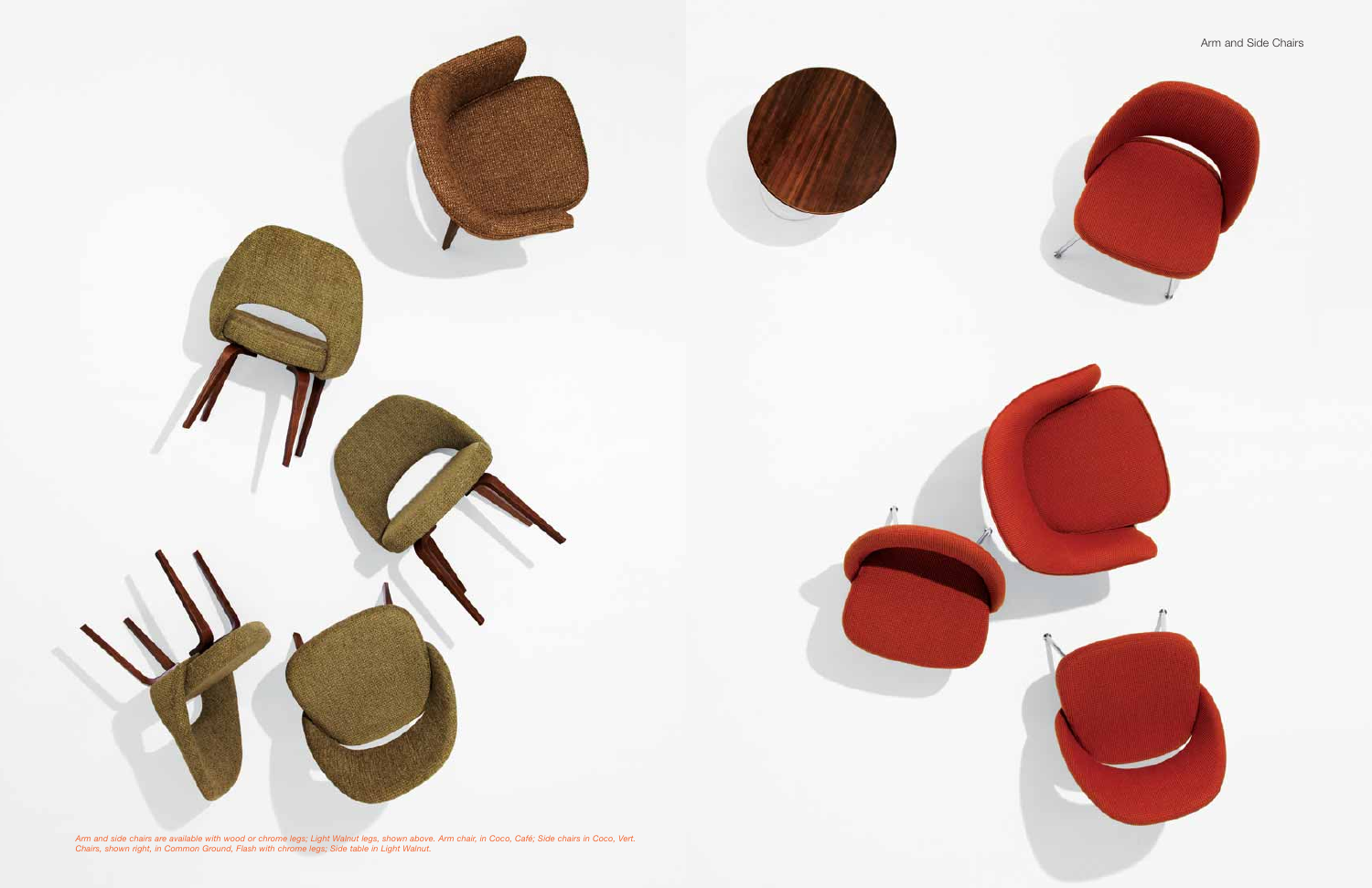## Arm and Side Chairs

*Arm and side chairs are available with wood or chrome legs; Light Walnut legs, shown above. Arm chair, in Coco, Café; Side chairs in Coco, Vert. Chairs, shown right, in Common Ground, Flash with chrome legs; Side table in Light Walnut.*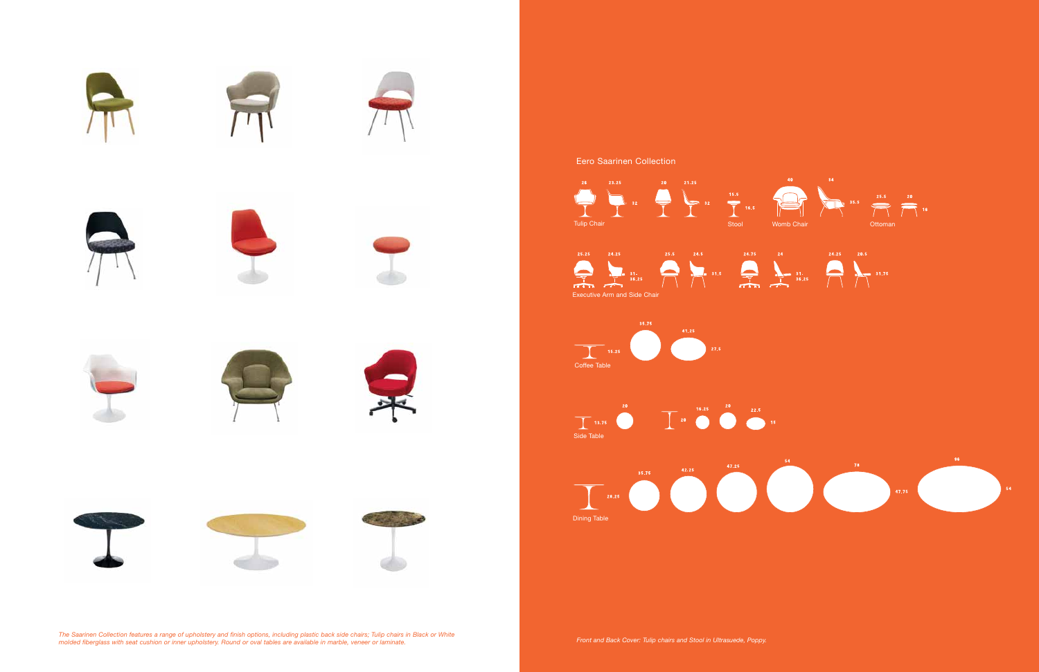## Eero Saarinen Collection

**Tulip Chair**

26 | 23.25 | 32 | 20 | 21.25 | 32

**Stool**

15.5 | 16.5

**Womb Chair**

40 | 34 | 35.5

**Ottoman**

25.5 | 20 | 16

**Executive Arm and Side Chair**

25.25 | 24.25 | 31-36.25 | 25.5 | 24.5 | 31.5 | 24.75 | 24 | 31-36.25 | 24.25 | 20.5 | 31.75

**Coffee Table**

15.25 | 35.75 | 41.25 | 27.5

**Side Table**

13.75 | 20 | 20 | 16.25 | 20 | 22.5 | 15

**Dining Table**

28.25 | 35.75 | 42.25 | 47.25 | 54 | 78 | 47.75 | 96 | 54

*The Saarinen Collection features a range of upholstery and finish options, including plastic back side chairs; Tulip chairs in Black or White molded fiberglass with seat cushion or inner upholstery. Round or oval tables are available in marble, veneer or laminate.*

*Front and Back Cover: Tulip chairs and Stool in Ultrasuede, Poppy.*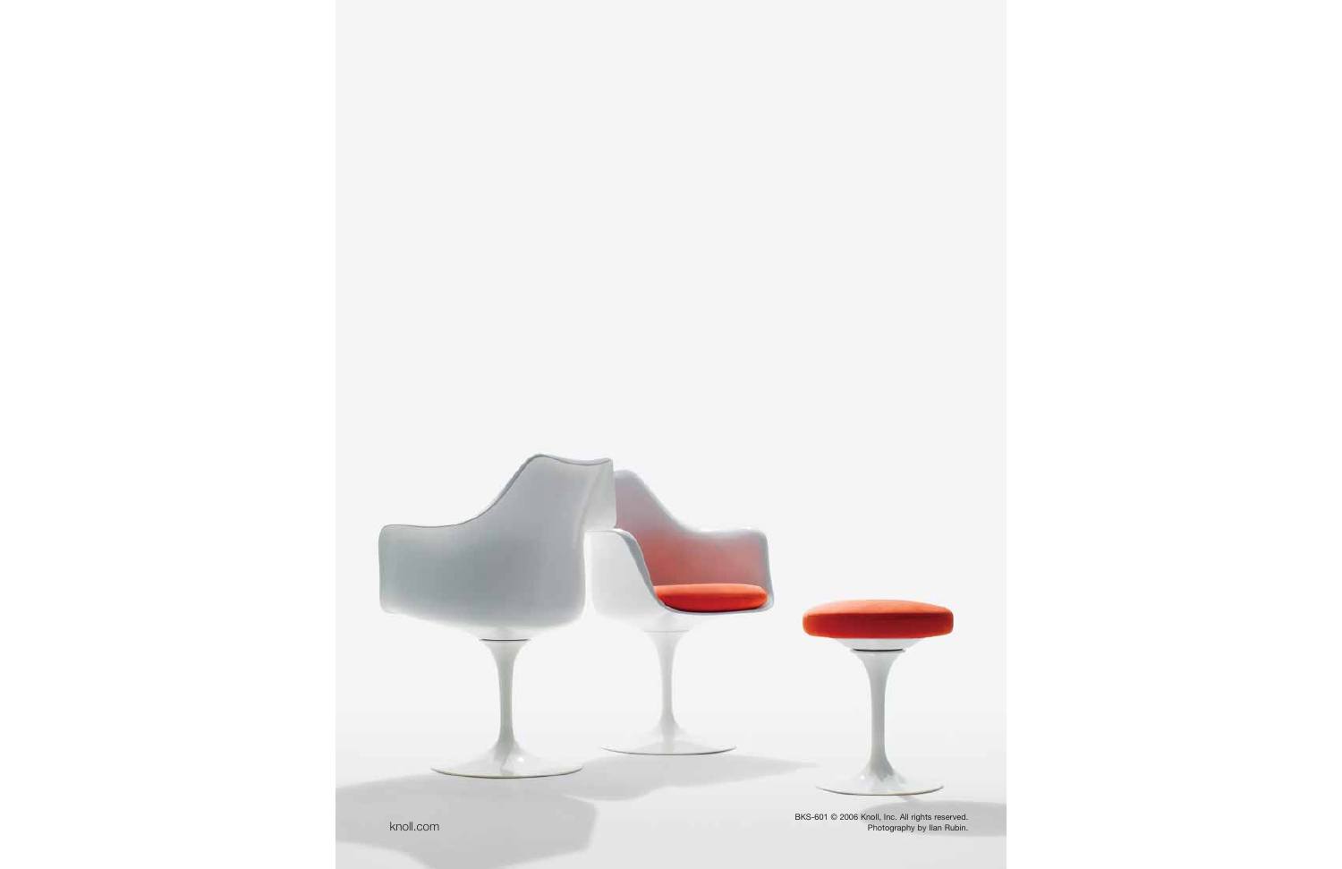knoll.com

BKS-601 © 2006 Knoll, Inc. All rights reserved.
Photography by Ilan Rubin.